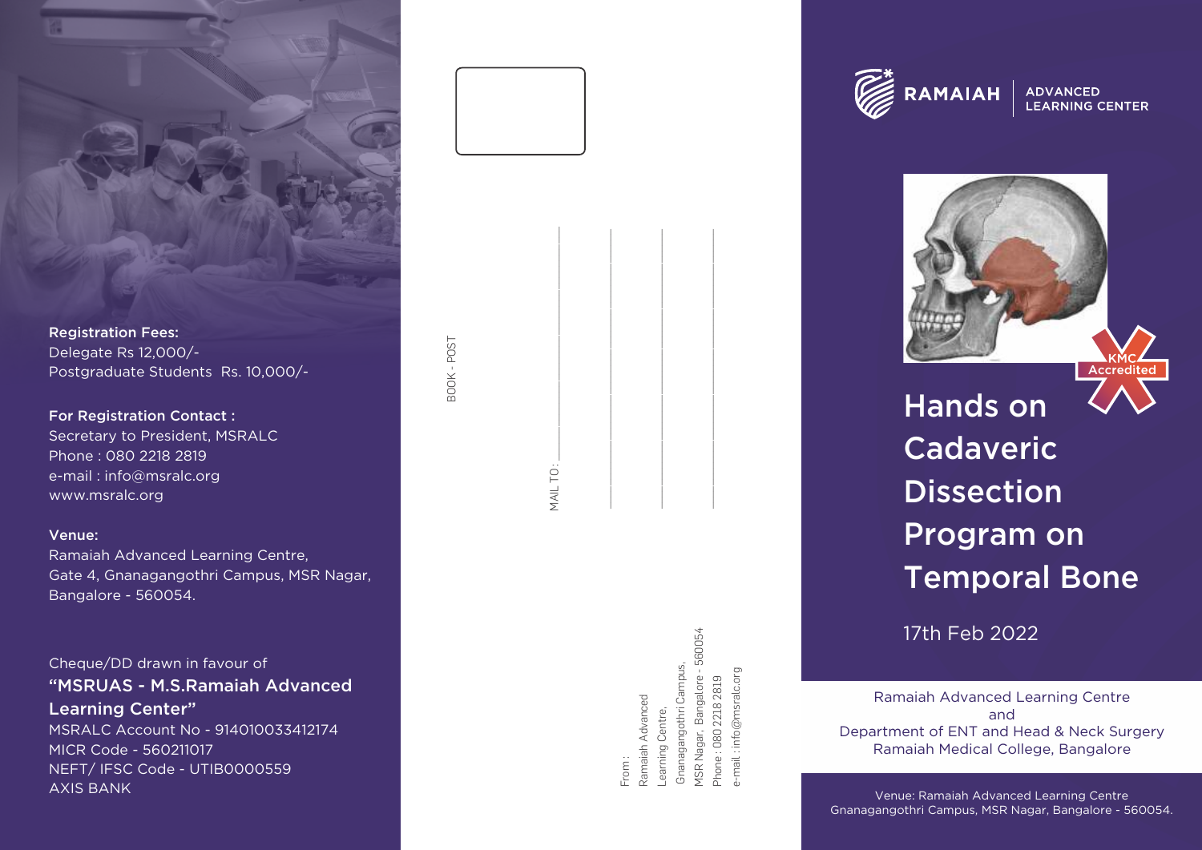**Registration Fees:**
Delegate Rs 12,000/-
Postgraduate Students Rs. 10,000/-

**For Registration Contact :**
Secretary to President, MSRALC
Phone : 080 2218 2819
e-mail : info@msralc.org
www.msralc.org

**Venue:**
Ramaiah Advanced Learning Centre,
Gate 4, Gnanagangothri Campus, MSR Nagar,
Bangalore - 560054.

Cheque/DD drawn in favour of
**"MSRUAS - M.S.Ramaiah Advanced Learning Center"**
MSRALC Account No - 914010033412174
MICR Code - 560211017
NEFT/ IFSC Code - UTIB0000559
AXIS BANK

BOOK - POST

MAIL TO : ____________________

From :
Ramaiah Advanced
Learning Centre,
Gnanagangothri Campus,
MSR Nagar, Bangalore - 560054
Phone : 080 2218 2819
e-mail : info@msralc.org

RAMAIAH | ADVANCED LEARNING CENTER

KMC Accredited

# Hands on Cadaveric Dissection Program on Temporal Bone

17th Feb 2022

Ramaiah Advanced Learning Centre
and
Department of ENT and Head & Neck Surgery
Ramaiah Medical College, Bangalore

Venue: Ramaiah Advanced Learning Centre
Gnanagangothri Campus, MSR Nagar, Bangalore - 560054.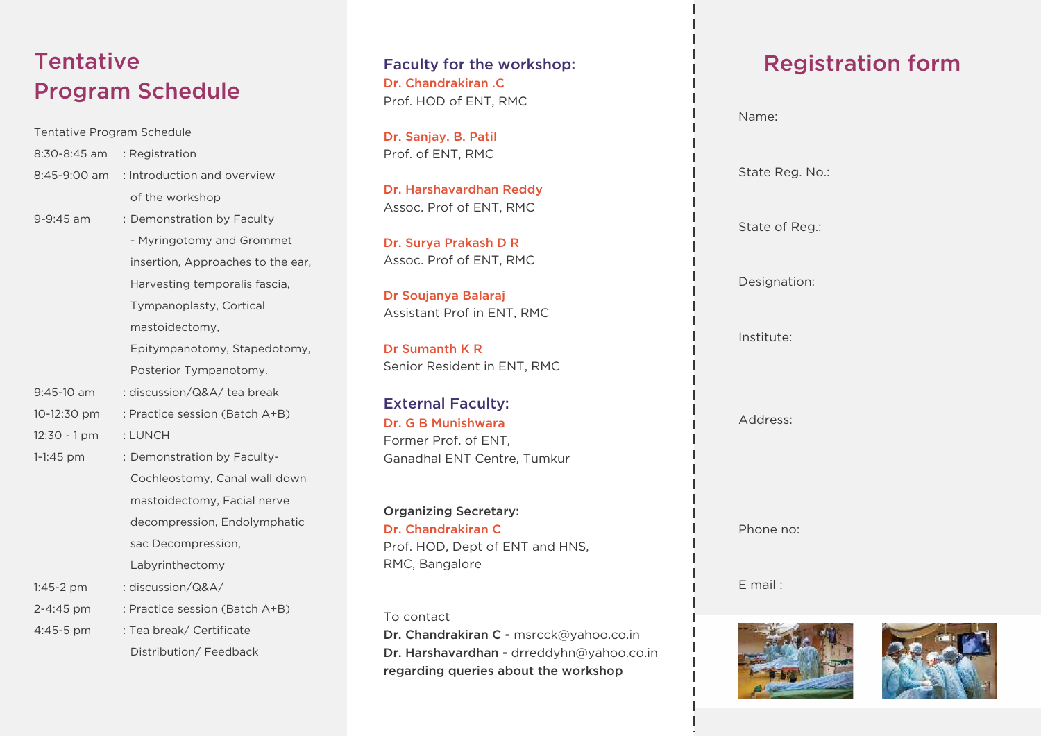# Tentative Program Schedule

Tentative Program Schedule

| | |
|---|---|
| 8:30-8:45 am | : Registration |
| 8:45-9:00 am | : Introduction and overview of the workshop |
| 9-9:45 am | : Demonstration by Faculty - Myringotomy and Grommet insertion, Approaches to the ear, Harvesting temporalis fascia, Tympanoplasty, Cortical mastoidectomy, Epitympanotomy, Stapedotomy, Posterior Tympanotomy. |
| 9:45-10 am | : discussion/Q&A/ tea break |
| 10-12:30 pm | : Practice session (Batch A+B) |
| 12:30 - 1 pm | : LUNCH |
| 1-1:45 pm | : Demonstration by Faculty- Cochleostomy, Canal wall down mastoidectomy, Facial nerve decompression, Endolymphatic sac Decompression, Labyrinthectomy |
| 1:45-2 pm | : discussion/Q&A/ |
| 2-4:45 pm | : Practice session (Batch A+B) |
| 4:45-5 pm | : Tea break/ Certificate Distribution/ Feedback |

## Faculty for the workshop:

**Dr. Chandrakiran .C**
Prof. HOD of ENT, RMC

**Dr. Sanjay. B. Patil**
Prof. of ENT, RMC

**Dr. Harshavardhan Reddy**
Assoc. Prof of ENT, RMC

**Dr. Surya Prakash D R**
Assoc. Prof of ENT, RMC

**Dr Soujanya Balaraj**
Assistant Prof in ENT, RMC

**Dr Sumanth K R**
Senior Resident in ENT, RMC

## External Faculty:

**Dr. G B Munishwara**
Former Prof. of ENT,
Ganadhal ENT Centre, Tumkur

**Organizing Secretary:**
**Dr. Chandrakiran C**
Prof. HOD, Dept of ENT and HNS,
RMC, Bangalore

To contact
**Dr. Chandrakiran C -** msrcck@yahoo.co.in
**Dr. Harshavardhan -** drreddyhn@yahoo.co.in
**regarding queries about the workshop**

# Registration form

Name:

State Reg. No.:

State of Reg.:

Designation:

Institute:

Address:

Phone no:

E mail :